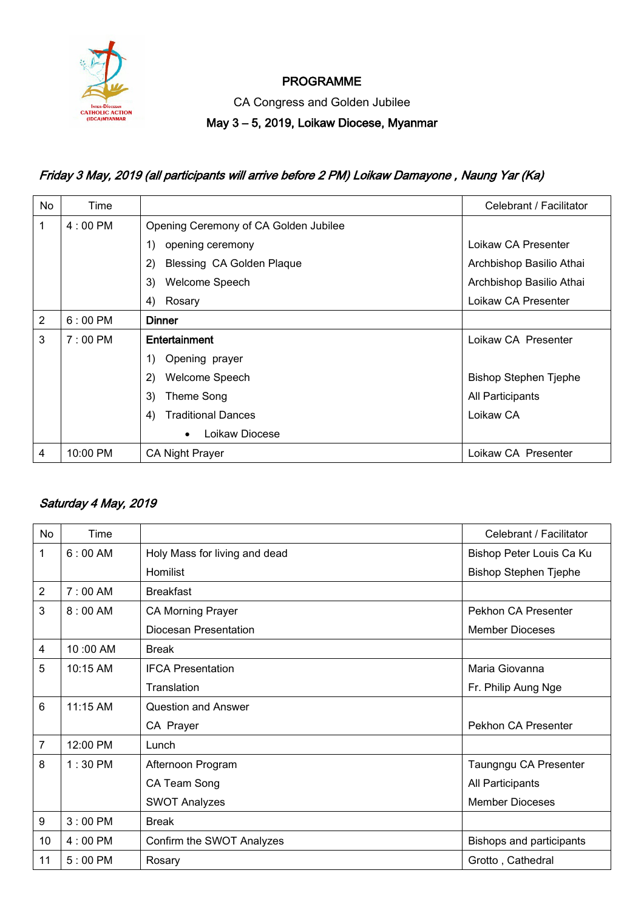# PROGRAMME

CA Congress and Golden Jubilee

**May 3 – 5, 2019, Loikaw Diocese, Myanmar**

***Friday 3 May, 2019 (all participants will arrive before 2 PM) Loikaw Damayone , Naung Yar (Ka)***

| No | Time | | Celebrant / Facilitator |
|---|---|---|---|
| 1 | 4 : 00 PM | Opening Ceremony of CA Golden Jubilee | |
| | | 1) opening ceremony | Loikaw CA Presenter |
| | | 2) Blessing CA Golden Plaque | Archbishop Basilio Athai |
| | | 3) Welcome Speech | Archbishop Basilio Athai |
| | | 4) Rosary | Loikaw CA Presenter |
| 2 | 6 : 00 PM | **Dinner** | |
| 3 | 7 : 00 PM | **Entertainment** | Loikaw CA Presenter |
| | | 1) Opening prayer | |
| | | 2) Welcome Speech | Bishop Stephen Tjephe |
| | | 3) Theme Song | All Participants |
| | | 4) Traditional Dances | Loikaw CA |
| | | • Loikaw Diocese | |
| 4 | 10:00 PM | CA Night Prayer | Loikaw CA Presenter |

***Saturday 4 May, 2019***

| No | Time | | Celebrant / Facilitator |
|---|---|---|---|
| 1 | 6 : 00 AM | Holy Mass for living and dead | Bishop Peter Louis Ca Ku |
| | | Homilist | Bishop Stephen Tjephe |
| 2 | 7 : 00 AM | Breakfast | |
| 3 | 8 : 00 AM | CA Morning Prayer | Pekhon CA Presenter |
| | | Diocesan Presentation | Member Dioceses |
| 4 | 10 :00 AM | Break | |
| 5 | 10:15 AM | IFCA Presentation | Maria Giovanna |
| | | Translation | Fr. Philip Aung Nge |
| 6 | 11:15 AM | Question and Answer | |
| | | CA Prayer | Pekhon CA Presenter |
| 7 | 12:00 PM | Lunch | |
| 8 | 1 : 30 PM | Afternoon Program | Taungngu CA Presenter |
| | | CA Team Song | All Participants |
| | | SWOT Analyzes | Member Dioceses |
| 9 | 3 : 00 PM | Break | |
| 10 | 4 : 00 PM | Confirm the SWOT Analyzes | Bishops and participants |
| 11 | 5 : 00 PM | Rosary | Grotto , Cathedral |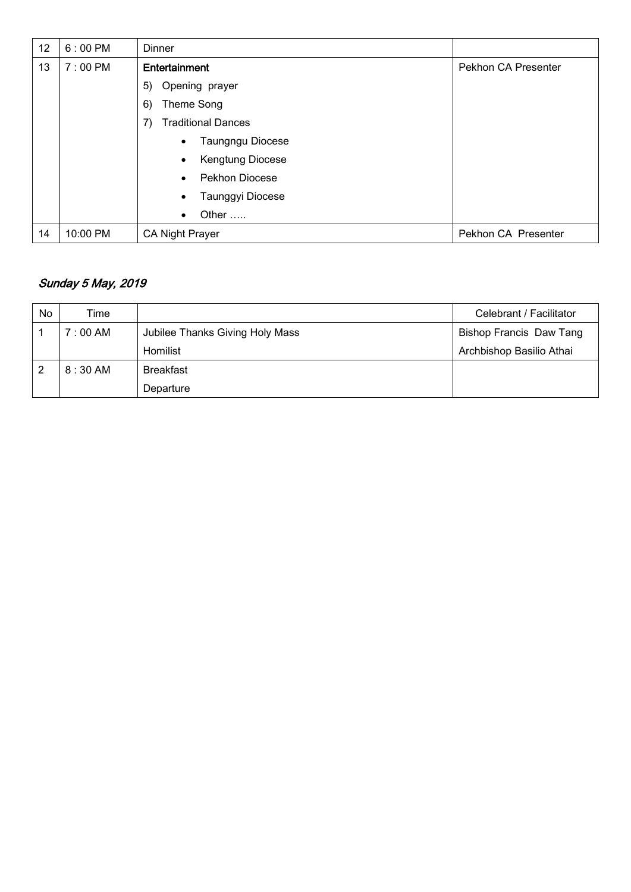| | | | |
|---|---|---|---|
| 12 | 6 : 00 PM | Dinner | |
| 13 | 7 : 00 PM | **Entertainment**<br>5) Opening prayer<br>6) Theme Song<br>7) Traditional Dances<br>• Taungngu Diocese<br>• Kengtung Diocese<br>• Pekhon Diocese<br>• Taunggyi Diocese<br>• Other ….. | Pekhon CA Presenter |
| 14 | 10:00 PM | CA Night Prayer | Pekhon CA Presenter |

### *Sunday 5 May, 2019*

| No | Time | | Celebrant / Facilitator |
|---|---|---|---|
| 1 | 7 : 00 AM | Jubilee Thanks Giving Holy Mass<br>Homilist | Bishop Francis Daw Tang<br>Archbishop Basilio Athai |
| 2 | 8 : 30 AM | Breakfast<br>Departure | |